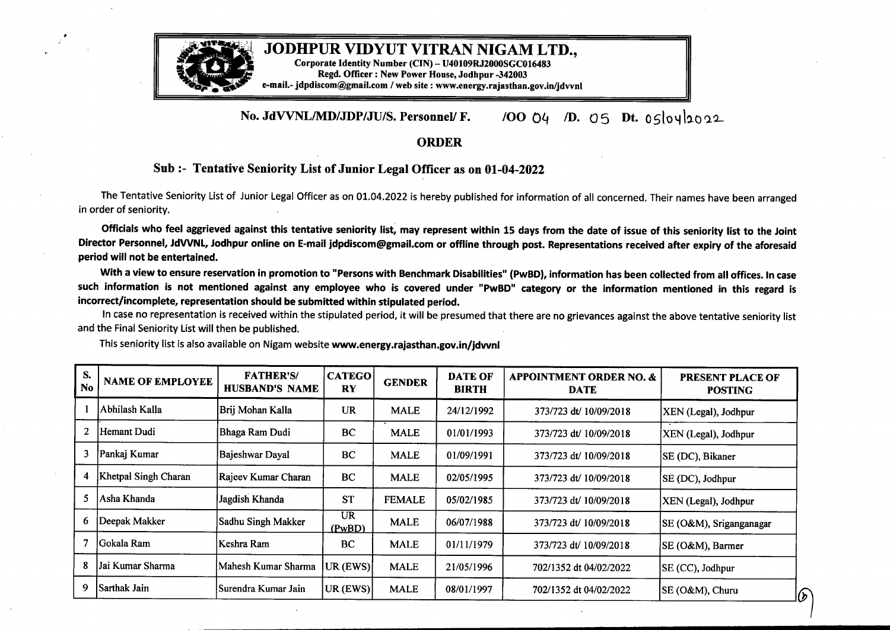# JODHPUR VIDYUT VITRAN NIGAM LTD.,

Corporate Identity Number (CIN) – U40109RJ2000SGC016483
Regd. Officer : New Power House, Jodhpur -342003
e-mail.- jdpdiscom@gmail.com / web site : www.energy.rajasthan.gov.in/jdvvnl

**No. JdVVNL/MD/JDP/JU/S. Personnel/ F. /OO 04 /D. 05 Dt. 05/04/2022**

## ORDER

### Sub :- Tentative Seniority List of Junior Legal Officer as on 01-04-2022

The Tentative Seniority List of Junior Legal Officer as on 01.04.2022 is hereby published for information of all concerned. Their names have been arranged in order of seniority.

**Officials who feel aggrieved against this tentative seniority list, may represent within 15 days from the date of issue of this seniority list to the Joint Director Personnel, JdVVNL, Jodhpur online on E-mail jdpdiscom@gmail.com or offline through post. Representations received after expiry of the aforesaid period will not be entertained.**

**With a view to ensure reservation in promotion to "Persons with Benchmark Disabilities" (PwBD), information has been collected from all offices. In case such information is not mentioned against any employee who is covered under "PwBD" category or the information mentioned in this regard is incorrect/incomplete, representation should be submitted within stipulated period.**

In case no representation is received within the stipulated period, it will be presumed that there are no grievances against the above tentative seniority list and the Final Seniority List will then be published.

This seniority list is also available on Nigam website **www.energy.rajasthan.gov.in/jdvvnl**

| S. No | NAME OF EMPLOYEE | FATHER'S/ HUSBAND'S NAME | CATEGORY | GENDER | DATE OF BIRTH | APPOINTMENT ORDER NO. & DATE | PRESENT PLACE OF POSTING |
|---|---|---|---|---|---|---|---|
| 1 | Abhilash Kalla | Brij Mohan Kalla | UR | MALE | 24/12/1992 | 373/723 dt/ 10/09/2018 | XEN (Legal), Jodhpur |
| 2 | Hemant Dudi | Bhaga Ram Dudi | BC | MALE | 01/01/1993 | 373/723 dt/ 10/09/2018 | XEN (Legal), Jodhpur |
| 3 | Pankaj Kumar | Bajeshwar Dayal | BC | MALE | 01/09/1991 | 373/723 dt/ 10/09/2018 | SE (DC), Bikaner |
| 4 | Khetpal Singh Charan | Rajeev Kumar Charan | BC | MALE | 02/05/1995 | 373/723 dt/ 10/09/2018 | SE (DC), Jodhpur |
| 5 | Asha Khanda | Jagdish Khanda | ST | FEMALE | 05/02/1985 | 373/723 dt/ 10/09/2018 | XEN (Legal), Jodhpur |
| 6 | Deepak Makker | Sadhu Singh Makker | UR (PwBD) | MALE | 06/07/1988 | 373/723 dt/ 10/09/2018 | SE (O&M), Sriganganagar |
| 7 | Gokala Ram | Keshra Ram | BC | MALE | 01/11/1979 | 373/723 dt/ 10/09/2018 | SE (O&M), Barmer |
| 8 | Jai Kumar Sharma | Mahesh Kumar Sharma | UR (EWS) | MALE | 21/05/1996 | 702/1352 dt 04/02/2022 | SE (CC), Jodhpur |
| 9 | Sarthak Jain | Surendra Kumar Jain | UR (EWS) | MALE | 08/01/1997 | 702/1352 dt 04/02/2022 | SE (O&M), Churu |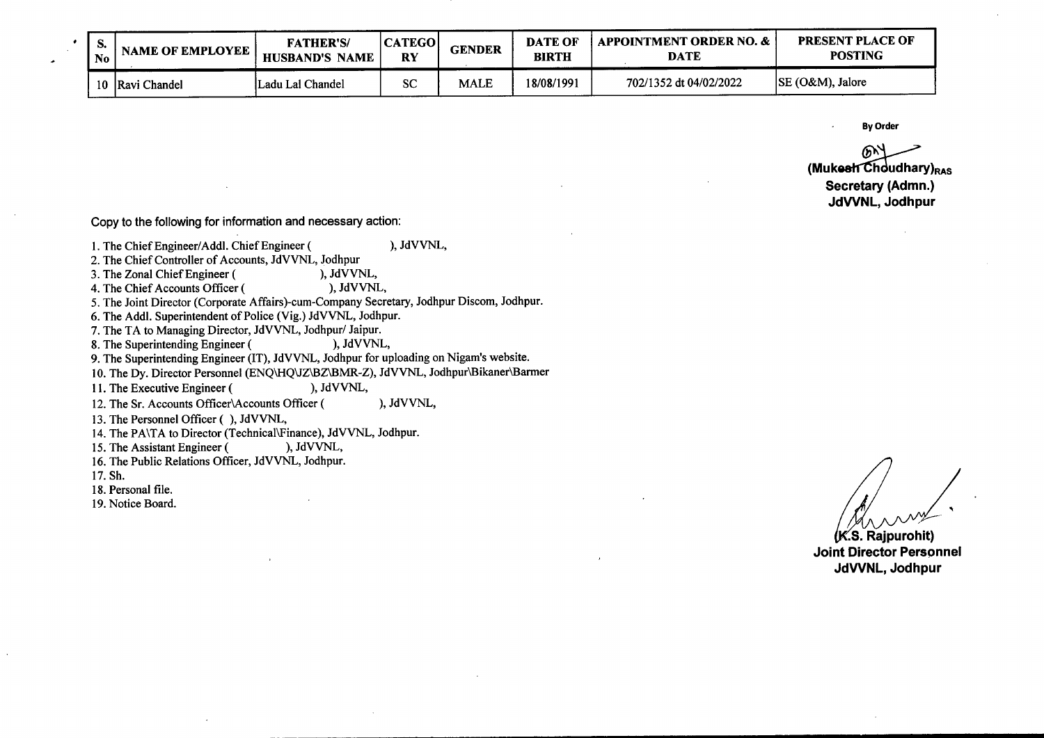| S. No | NAME OF EMPLOYEE | FATHER'S/ HUSBAND'S NAME | CATEGORY | GENDER | DATE OF BIRTH | APPOINTMENT ORDER NO. & DATE | PRESENT PLACE OF POSTING |
|---|---|---|---|---|---|---|---|
| 10 | Ravi Chandel | Ladu Lal Chandel | SC | MALE | 18/08/1991 | 702/1352 dt 04/02/2022 | SE (O&M), Jalore |

By Order

**(Mukesh Choudhary)RAS**
**Secretary (Admn.)**
**JdVVNL, Jodhpur**

Copy to the following for information and necessary action:

1. The Chief Engineer/Addl. Chief Engineer ( ), JdVVNL,
2. The Chief Controller of Accounts, JdVVNL, Jodhpur
3. The Zonal Chief Engineer ( ), JdVVNL,
4. The Chief Accounts Officer ( ), JdVVNL,
5. The Joint Director (Corporate Affairs)-cum-Company Secretary, Jodhpur Discom, Jodhpur.
6. The Addl. Superintendent of Police (Vig.) JdVVNL, Jodhpur.
7. The TA to Managing Director, JdVVNL, Jodhpur/ Jaipur.
8. The Superintending Engineer ( ), JdVVNL,
9. The Superintending Engineer (IT), JdVVNL, Jodhpur for uploading on Nigam's website.
10. The Dy. Director Personnel (ENQ\HQ\JZ\BZ\BMR-Z), JdVVNL, Jodhpur\Bikaner\Barmer
11. The Executive Engineer ( ), JdVVNL,
12. The Sr. Accounts Officer\Accounts Officer ( ), JdVVNL,
13. The Personnel Officer ( ), JdVVNL,
14. The PA\TA to Director (Technical\Finance), JdVVNL, Jodhpur.
15. The Assistant Engineer ( ), JdVVNL,
16. The Public Relations Officer, JdVVNL, Jodhpur.
17. Sh.
18. Personal file.
19. Notice Board.

**(K.S. Rajpurohit)**
**Joint Director Personnel**
**JdVVNL, Jodhpur**